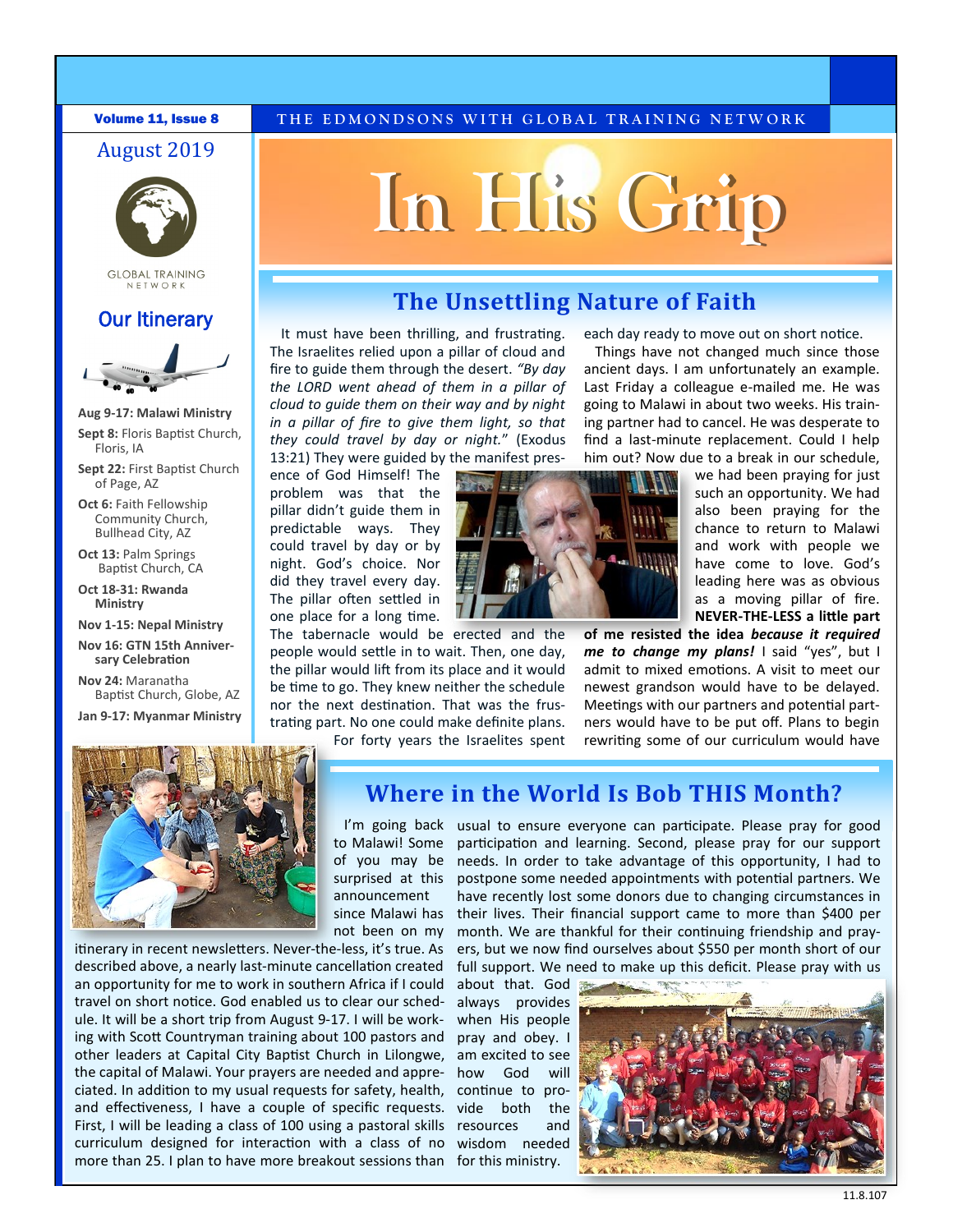Volume 11, Issue 8

THE EDMONDSONS WITH GLOBAL TRAINING NETWORK

August 2019

# In His Grip

GLOBAL TRAINING NETWORK

## Our Itinerary

**Aug 9-17: Malawi Ministry**

**Sept 8:** Floris Baptist Church, Floris, IA

**Sept 22:** First Baptist Church of Page, AZ

**Oct 6:** Faith Fellowship Community Church, Bullhead City, AZ

**Oct 13:** Palm Springs Baptist Church, CA

**Oct 18-31: Rwanda Ministry**

**Nov 1-15: Nepal Ministry**

**Nov 16: GTN 15th Anniversary Celebration**

**Nov 24:** Maranatha Baptist Church, Globe, AZ

**Jan 9-17: Myanmar Ministry**

## The Unsettling Nature of Faith

It must have been thrilling, and frustrating. The Israelites relied upon a pillar of cloud and fire to guide them through the desert. *"By day the LORD went ahead of them in a pillar of cloud to guide them on their way and by night in a pillar of fire to give them light, so that they could travel by day or night."* (Exodus 13:21) They were guided by the manifest presence of God Himself! The problem was that the pillar didn't guide them in predictable ways. They could travel by day or by night. God's choice. Nor did they travel every day. The pillar often settled in one place for a long time. The tabernacle would be erected and the people would settle in to wait. Then, one day, the pillar would lift from its place and it would be time to go. They knew neither the schedule nor the next destination. That was the frustrating part. No one could make definite plans. For forty years the Israelites spent each day ready to move out on short notice.

Things have not changed much since those ancient days. I am unfortunately an example. Last Friday a colleague e-mailed me. He was going to Malawi in about two weeks. His training partner had to cancel. He was desperate to find a last-minute replacement. Could I help him out? Now due to a break in our schedule, we had been praying for just such an opportunity. We had also been praying for the chance to return to Malawi and work with people we have come to love. God's leading here was as obvious as a moving pillar of fire. **NEVER-THE-LESS a little part of me resisted the idea *because it required me to change my plans!*** I said "yes", but I admit to mixed emotions. A visit to meet our newest grandson would have to be delayed. Meetings with our partners and potential partners would have to be put off. Plans to begin rewriting some of our curriculum would have

## Where in the World Is Bob THIS Month?

I'm going back to Malawi! Some of you may be surprised at this announcement since Malawi has not been on my itinerary in recent newsletters. Never-the-less, it's true. As described above, a nearly last-minute cancellation created an opportunity for me to work in southern Africa if I could travel on short notice. God enabled us to clear our schedule. It will be a short trip from August 9-17. I will be working with Scott Countryman training about 100 pastors and other leaders at Capital City Baptist Church in Lilongwe, the capital of Malawi. Your prayers are needed and appreciated. In addition to my usual requests for safety, health, and effectiveness, I have a couple of specific requests. First, I will be leading a class of 100 using a pastoral skills curriculum designed for interaction with a class of no more than 25. I plan to have more breakout sessions than usual to ensure everyone can participate. Please pray for good participation and learning. Second, please pray for our support needs. In order to take advantage of this opportunity, I had to postpone some needed appointments with potential partners. We have recently lost some donors due to changing circumstances in their lives. Their financial support came to more than $400 per month. We are thankful for their continuing friendship and prayers, but we now find ourselves about $550 per month short of our full support. We need to make up this deficit. Please pray with us about that. God always provides when His people pray and obey. I am excited to see how God will continue to provide both the resources and wisdom needed for this ministry.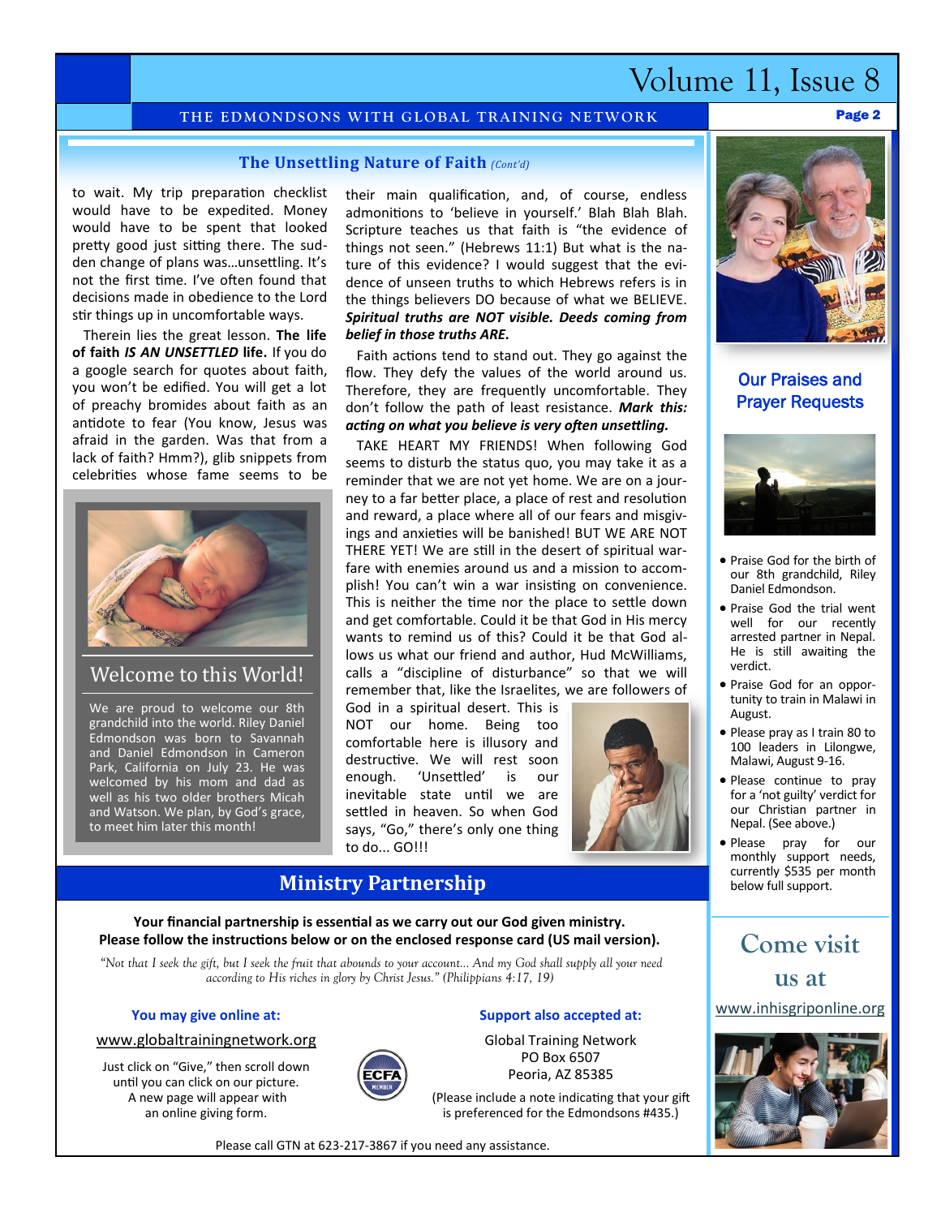## The Unsettling Nature of Faith *(Cont'd)*

to wait. My trip preparation checklist would have to be expedited. Money would have to be spent that looked pretty good just sitting there. The sudden change of plans was…unsettling. It's not the first time. I've often found that decisions made in obedience to the Lord stir things up in uncomfortable ways.

Therein lies the great lesson. **The life of faith *IS AN UNSETTLED* life.** If you do a google search for quotes about faith, you won't be edified. You will get a lot of preachy bromides about faith as an antidote to fear (You know, Jesus was afraid in the garden. Was that from a lack of faith? Hmm?), glib snippets from celebrities whose fame seems to be their main qualification, and, of course, endless admonitions to 'believe in yourself.' Blah Blah Blah. Scripture teaches us that faith is "the evidence of things not seen." (Hebrews 11:1) But what is the nature of this evidence? I would suggest that the evidence of unseen truths to which Hebrews refers is in the things believers DO because of what we BELIEVE. ***Spiritual truths are NOT visible. Deeds coming from belief in those truths ARE.***

Faith actions tend to stand out. They go against the flow. They defy the values of the world around us. Therefore, they are frequently uncomfortable. They don't follow the path of least resistance. ***Mark this: acting on what you believe is very often unsettling.***

TAKE HEART MY FRIENDS! When following God seems to disturb the status quo, you may take it as a reminder that we are not yet home. We are on a journey to a far better place, a place of rest and resolution and reward, a place where all of our fears and misgivings and anxieties will be banished! BUT WE ARE NOT THERE YET! We are still in the desert of spiritual warfare with enemies around us and a mission to accomplish! You can't win a war insisting on convenience. This is neither the time nor the place to settle down and get comfortable. Could it be that God in His mercy wants to remind us of this? Could it be that God allows us what our friend and author, Hud McWilliams, calls a "discipline of disturbance" so that we will remember that, like the Israelites, we are followers of God in a spiritual desert. This is NOT our home. Being too comfortable here is illusory and destructive. We will rest soon enough. 'Unsettled' is our inevitable state until we are settled in heaven. So when God says, "Go," there's only one thing to do... GO!!!

### Welcome to this World!

We are proud to welcome our 8th grandchild into the world. Riley Daniel Edmondson was born to Savannah and Daniel Edmondson in Cameron Park, California on July 23. He was welcomed by his mom and dad as well as his two older brothers Micah and Watson. We plan, by God's grace, to meet him later this month!

## Our Praises and Prayer Requests

- Praise God for the birth of our 8th grandchild, Riley Daniel Edmondson.
- Praise God the trial went well for our recently arrested partner in Nepal. He is still awaiting the verdict.
- Praise God for an opportunity to train in Malawi in August.
- Please pray as I train 80 to 100 leaders in Lilongwe, Malawi, August 9-16.
- Please continue to pray for a 'not guilty' verdict for our Christian partner in Nepal. (See above.)
- Please pray for our monthly support needs, currently $535 per month below full support.

## Ministry Partnership

**Your financial partnership is essential as we carry out our God given ministry.**
**Please follow the instructions below or on the enclosed response card (US mail version).**

*"Not that I seek the gift, but I seek the fruit that abounds to your account... And my God shall supply all your need according to His riches in glory by Christ Jesus." (Philippians 4:17, 19)*

**You may give online at:**

www.globaltrainingnetwork.org

Just click on "Give," then scroll down until you can click on our picture. A new page will appear with an online giving form.

**Support also accepted at:**

Global Training Network
PO Box 6507
Peoria, AZ 85385

(Please include a note indicating that your gift is preferenced for the Edmondsons #435.)

Please call GTN at 623-217-3867 if you need any assistance.

## Come visit us at

www.inhisgriponline.org